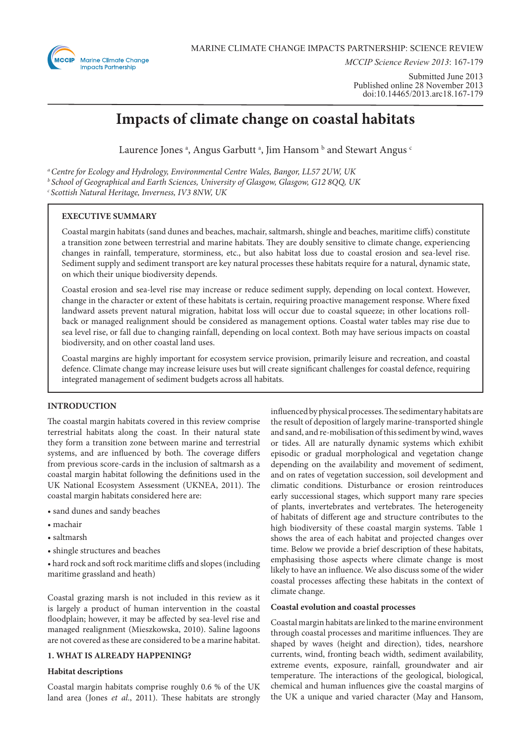MARINE CLIMATE CHANGE IMPACTS PARTNERSHIP: SCIENCE REVIEW

*MCCIP Science Review 2013*: 167-179

Submitted June 2013
Published online 28 November 2013
doi:10.14465/2013.arc18.167-179

# Impacts of climate change on coastal habitats

Laurence Jones [a], Angus Garbutt [a], Jim Hansom [b] and Stewart Angus [c]

[a] *Centre for Ecology and Hydrology, Environmental Centre Wales, Bangor, LL57 2UW, UK*
[b] *School of Geographical and Earth Sciences, University of Glasgow, Glasgow, G12 8QQ, UK*
[c] *Scottish Natural Heritage, Inverness, IV3 8NW, UK*

**EXECUTIVE SUMMARY**

Coastal margin habitats (sand dunes and beaches, machair, saltmarsh, shingle and beaches, maritime cliffs) constitute a transition zone between terrestrial and marine habitats. They are doubly sensitive to climate change, experiencing changes in rainfall, temperature, storminess, etc., but also habitat loss due to coastal erosion and sea-level rise. Sediment supply and sediment transport are key natural processes these habitats require for a natural, dynamic state, on which their unique biodiversity depends.

Coastal erosion and sea-level rise may increase or reduce sediment supply, depending on local context. However, change in the character or extent of these habitats is certain, requiring proactive management response. Where fixed landward assets prevent natural migration, habitat loss will occur due to coastal squeeze; in other locations roll-back or managed realignment should be considered as management options. Coastal water tables may rise due to sea level rise, or fall due to changing rainfall, depending on local context. Both may have serious impacts on coastal biodiversity, and on other coastal land uses.

Coastal margins are highly important for ecosystem service provision, primarily leisure and recreation, and coastal defence. Climate change may increase leisure uses but will create significant challenges for coastal defence, requiring integrated management of sediment budgets across all habitats.

## INTRODUCTION

The coastal margin habitats covered in this review comprise terrestrial habitats along the coast. In their natural state they form a transition zone between marine and terrestrial systems, and are influenced by both. The coverage differs from previous score-cards in the inclusion of saltmarsh as a coastal margin habitat following the definitions used in the UK National Ecosystem Assessment (UKNEA, 2011). The coastal margin habitats considered here are:

- sand dunes and sandy beaches
- machair
- saltmarsh
- shingle structures and beaches
- hard rock and soft rock maritime cliffs and slopes (including maritime grassland and heath)

Coastal grazing marsh is not included in this review as it is largely a product of human intervention in the coastal floodplain; however, it may be affected by sea-level rise and managed realignment (Mieszkowska, 2010). Saline lagoons are not covered as these are considered to be a marine habitat.

## 1. WHAT IS ALREADY HAPPENING?

### Habitat descriptions

Coastal margin habitats comprise roughly 0.6 % of the UK land area (Jones *et al.*, 2011). These habitats are strongly influenced by physical processes. The sedimentary habitats are the result of deposition of largely marine-transported shingle and sand, and re-mobilisation of this sediment by wind, waves or tides. All are naturally dynamic systems which exhibit episodic or gradual morphological and vegetation change depending on the availability and movement of sediment, and on rates of vegetation succession, soil development and climatic conditions. Disturbance or erosion reintroduces early successional stages, which support many rare species of plants, invertebrates and vertebrates. The heterogeneity of habitats of different age and structure contributes to the high biodiversity of these coastal margin systems. Table 1 shows the area of each habitat and projected changes over time. Below we provide a brief description of these habitats, emphasising those aspects where climate change is most likely to have an influence. We also discuss some of the wider coastal processes affecting these habitats in the context of climate change.

### Coastal evolution and coastal processes

Coastal margin habitats are linked to the marine environment through coastal processes and maritime influences. They are shaped by waves (height and direction), tides, nearshore currents, wind, fronting beach width, sediment availability, extreme events, exposure, rainfall, groundwater and air temperature. The interactions of the geological, biological, chemical and human influences give the coastal margins of the UK a unique and varied character (May and Hansom,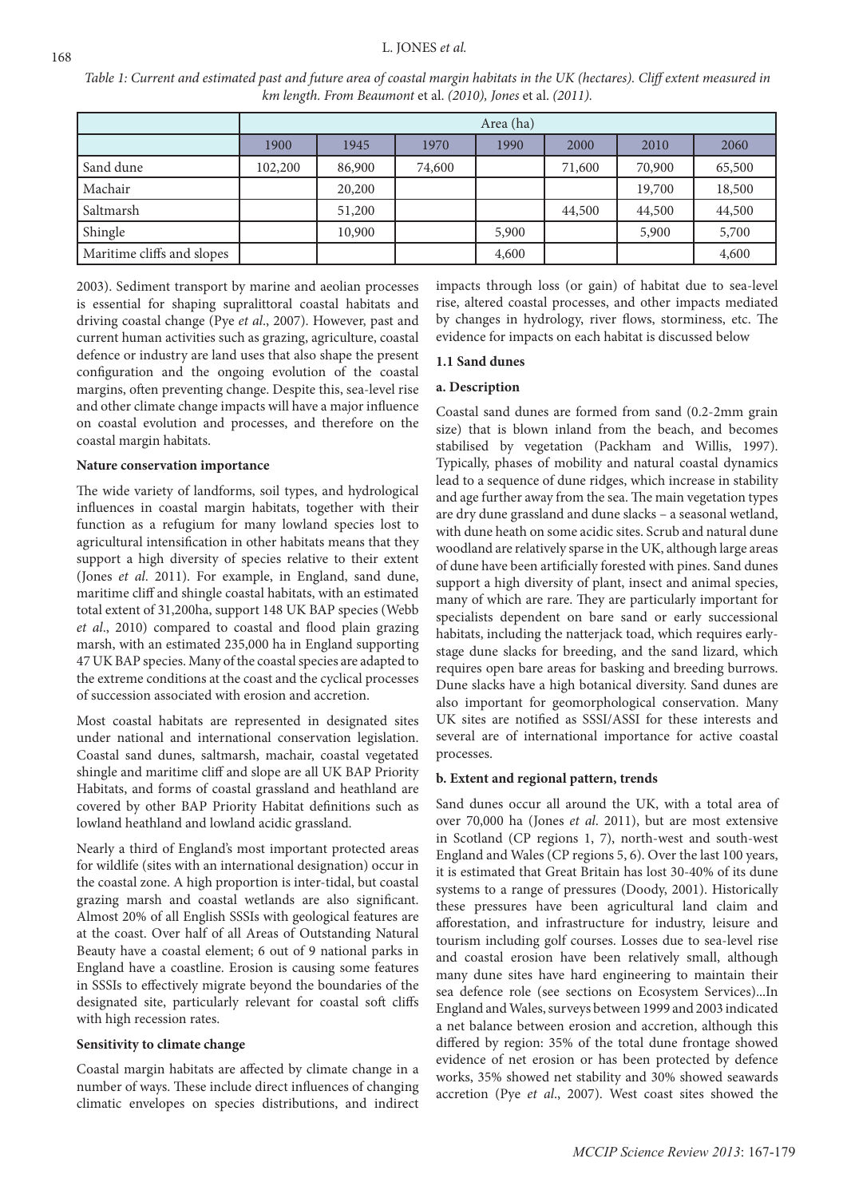*Table 1: Current and estimated past and future area of coastal margin habitats in the UK (hectares). Cliff extent measured in km length. From Beaumont* et al. *(2010), Jones* et al. *(2011).*

| | Area (ha) | | | | | | |
|---|---|---|---|---|---|---|---|
| | 1900 | 1945 | 1970 | 1990 | 2000 | 2010 | 2060 |
| Sand dune | 102,200 | 86,900 | 74,600 | | 71,600 | 70,900 | 65,500 |
| Machair | | 20,200 | | | | 19,700 | 18,500 |
| Saltmarsh | | 51,200 | | | 44,500 | 44,500 | 44,500 |
| Shingle | | 10,900 | | 5,900 | | 5,900 | 5,700 |
| Maritime cliffs and slopes | | | | 4,600 | | | 4,600 |

2003). Sediment transport by marine and aeolian processes is essential for shaping supralittoral coastal habitats and driving coastal change (Pye *et al*., 2007). However, past and current human activities such as grazing, agriculture, coastal defence or industry are land uses that also shape the present configuration and the ongoing evolution of the coastal margins, often preventing change. Despite this, sea-level rise and other climate change impacts will have a major influence on coastal evolution and processes, and therefore on the coastal margin habitats.

**Nature conservation importance**

The wide variety of landforms, soil types, and hydrological influences in coastal margin habitats, together with their function as a refugium for many lowland species lost to agricultural intensification in other habitats means that they support a high diversity of species relative to their extent (Jones *et al*. 2011). For example, in England, sand dune, maritime cliff and shingle coastal habitats, with an estimated total extent of 31,200ha, support 148 UK BAP species (Webb *et al*., 2010) compared to coastal and flood plain grazing marsh, with an estimated 235,000 ha in England supporting 47 UK BAP species. Many of the coastal species are adapted to the extreme conditions at the coast and the cyclical processes of succession associated with erosion and accretion.

Most coastal habitats are represented in designated sites under national and international conservation legislation. Coastal sand dunes, saltmarsh, machair, coastal vegetated shingle and maritime cliff and slope are all UK BAP Priority Habitats, and forms of coastal grassland and heathland are covered by other BAP Priority Habitat definitions such as lowland heathland and lowland acidic grassland.

Nearly a third of England's most important protected areas for wildlife (sites with an international designation) occur in the coastal zone. A high proportion is inter-tidal, but coastal grazing marsh and coastal wetlands are also significant. Almost 20% of all English SSSIs with geological features are at the coast. Over half of all Areas of Outstanding Natural Beauty have a coastal element; 6 out of 9 national parks in England have a coastline. Erosion is causing some features in SSSIs to effectively migrate beyond the boundaries of the designated site, particularly relevant for coastal soft cliffs with high recession rates.

**Sensitivity to climate change**

Coastal margin habitats are affected by climate change in a number of ways. These include direct influences of changing climatic envelopes on species distributions, and indirect impacts through loss (or gain) of habitat due to sea-level rise, altered coastal processes, and other impacts mediated by changes in hydrology, river flows, storminess, etc. The evidence for impacts on each habitat is discussed below

**1.1 Sand dunes**

**a. Description**

Coastal sand dunes are formed from sand (0.2-2mm grain size) that is blown inland from the beach, and becomes stabilised by vegetation (Packham and Willis, 1997). Typically, phases of mobility and natural coastal dynamics lead to a sequence of dune ridges, which increase in stability and age further away from the sea. The main vegetation types are dry dune grassland and dune slacks – a seasonal wetland, with dune heath on some acidic sites. Scrub and natural dune woodland are relatively sparse in the UK, although large areas of dune have been artificially forested with pines. Sand dunes support a high diversity of plant, insect and animal species, many of which are rare. They are particularly important for specialists dependent on bare sand or early successional habitats, including the natterjack toad, which requires early-stage dune slacks for breeding, and the sand lizard, which requires open bare areas for basking and breeding burrows. Dune slacks have a high botanical diversity. Sand dunes are also important for geomorphological conservation. Many UK sites are notified as SSSI/ASSI for these interests and several are of international importance for active coastal processes.

**b. Extent and regional pattern, trends**

Sand dunes occur all around the UK, with a total area of over 70,000 ha (Jones *et al*. 2011), but are most extensive in Scotland (CP regions 1, 7), north-west and south-west England and Wales (CP regions 5, 6). Over the last 100 years, it is estimated that Great Britain has lost 30-40% of its dune systems to a range of pressures (Doody, 2001). Historically these pressures have been agricultural land claim and afforestation, and infrastructure for industry, leisure and tourism including golf courses. Losses due to sea-level rise and coastal erosion have been relatively small, although many dune sites have hard engineering to maintain their sea defence role (see sections on Ecosystem Services)...In England and Wales, surveys between 1999 and 2003 indicated a net balance between erosion and accretion, although this differed by region: 35% of the total dune frontage showed evidence of net erosion or has been protected by defence works, 35% showed net stability and 30% showed seawards accretion (Pye *et al*., 2007). West coast sites showed the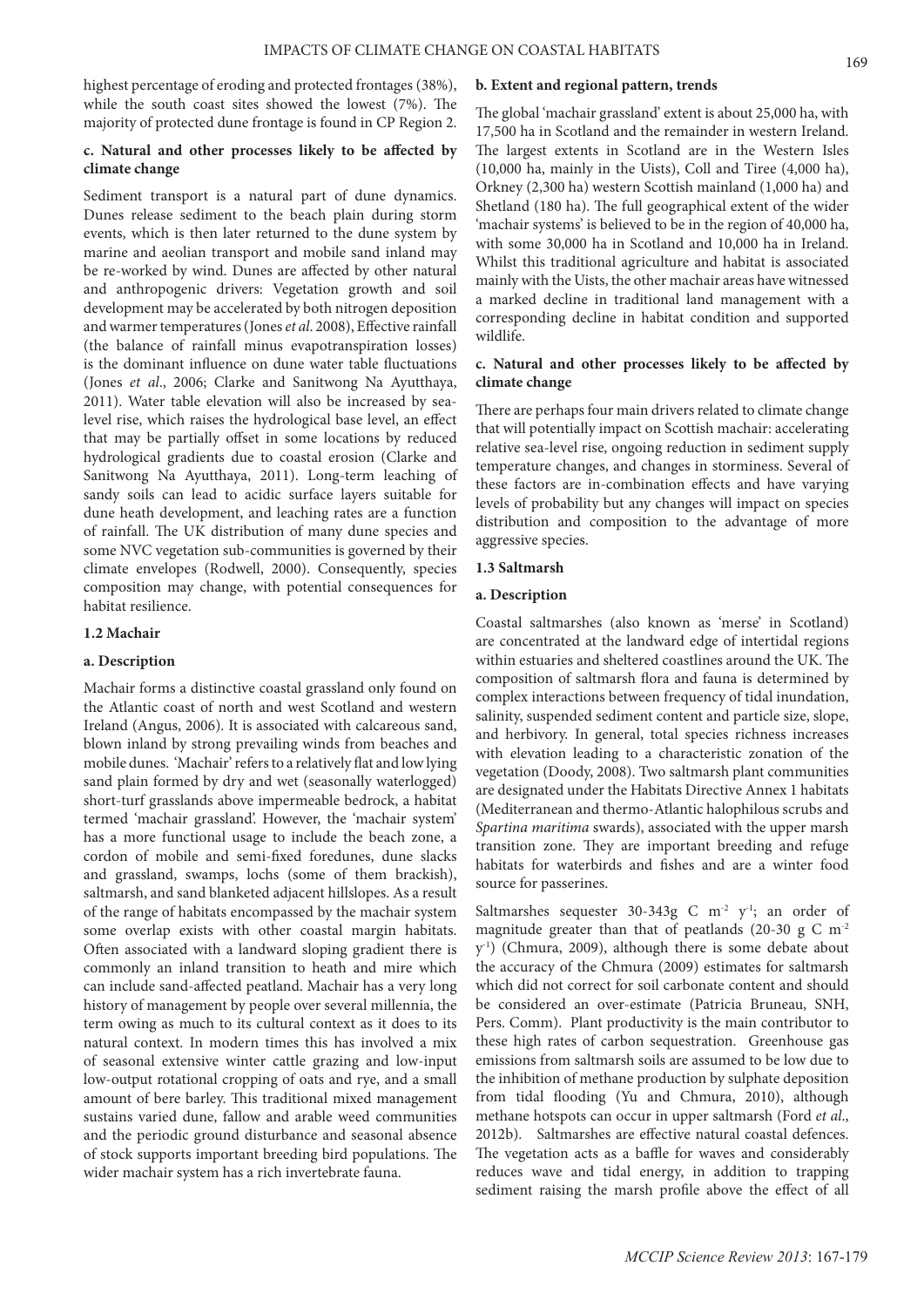highest percentage of eroding and protected frontages (38%), while the south coast sites showed the lowest (7%). The majority of protected dune frontage is found in CP Region 2.

#### c. Natural and other processes likely to be affected by climate change

Sediment transport is a natural part of dune dynamics. Dunes release sediment to the beach plain during storm events, which is then later returned to the dune system by marine and aeolian transport and mobile sand inland may be re-worked by wind. Dunes are affected by other natural and anthropogenic drivers: Vegetation growth and soil development may be accelerated by both nitrogen deposition and warmer temperatures (Jones *et al*. 2008), Effective rainfall (the balance of rainfall minus evapotranspiration losses) is the dominant influence on dune water table fluctuations (Jones *et al*., 2006; Clarke and Sanitwong Na Ayutthaya, 2011). Water table elevation will also be increased by sea-level rise, which raises the hydrological base level, an effect that may be partially offset in some locations by reduced hydrological gradients due to coastal erosion (Clarke and Sanitwong Na Ayutthaya, 2011). Long-term leaching of sandy soils can lead to acidic surface layers suitable for dune heath development, and leaching rates are a function of rainfall. The UK distribution of many dune species and some NVC vegetation sub-communities is governed by their climate envelopes (Rodwell, 2000). Consequently, species composition may change, with potential consequences for habitat resilience.

### 1.2 Machair

#### a. Description

Machair forms a distinctive coastal grassland only found on the Atlantic coast of north and west Scotland and western Ireland (Angus, 2006). It is associated with calcareous sand, blown inland by strong prevailing winds from beaches and mobile dunes. 'Machair' refers to a relatively flat and low lying sand plain formed by dry and wet (seasonally waterlogged) short-turf grasslands above impermeable bedrock, a habitat termed 'machair grassland'. However, the 'machair system' has a more functional usage to include the beach zone, a cordon of mobile and semi-fixed foredunes, dune slacks and grassland, swamps, lochs (some of them brackish), saltmarsh, and sand blanketed adjacent hillslopes. As a result of the range of habitats encompassed by the machair system some overlap exists with other coastal margin habitats. Often associated with a landward sloping gradient there is commonly an inland transition to heath and mire which can include sand-affected peatland. Machair has a very long history of management by people over several millennia, the term owing as much to its cultural context as it does to its natural context. In modern times this has involved a mix of seasonal extensive winter cattle grazing and low-input low-output rotational cropping of oats and rye, and a small amount of bere barley. This traditional mixed management sustains varied dune, fallow and arable weed communities and the periodic ground disturbance and seasonal absence of stock supports important breeding bird populations. The wider machair system has a rich invertebrate fauna.

#### b. Extent and regional pattern, trends

The global 'machair grassland' extent is about 25,000 ha, with 17,500 ha in Scotland and the remainder in western Ireland. The largest extents in Scotland are in the Western Isles (10,000 ha, mainly in the Uists), Coll and Tiree (4,000 ha), Orkney (2,300 ha) western Scottish mainland (1,000 ha) and Shetland (180 ha). The full geographical extent of the wider 'machair systems' is believed to be in the region of 40,000 ha, with some 30,000 ha in Scotland and 10,000 ha in Ireland. Whilst this traditional agriculture and habitat is associated mainly with the Uists, the other machair areas have witnessed a marked decline in traditional land management with a corresponding decline in habitat condition and supported wildlife.

#### c. Natural and other processes likely to be affected by climate change

There are perhaps four main drivers related to climate change that will potentially impact on Scottish machair: accelerating relative sea-level rise, ongoing reduction in sediment supply temperature changes, and changes in storminess. Several of these factors are in-combination effects and have varying levels of probability but any changes will impact on species distribution and composition to the advantage of more aggressive species.

### 1.3 Saltmarsh

#### a. Description

Coastal saltmarshes (also known as 'merse' in Scotland) are concentrated at the landward edge of intertidal regions within estuaries and sheltered coastlines around the UK. The composition of saltmarsh flora and fauna is determined by complex interactions between frequency of tidal inundation, salinity, suspended sediment content and particle size, slope, and herbivory. In general, total species richness increases with elevation leading to a characteristic zonation of the vegetation (Doody, 2008). Two saltmarsh plant communities are designated under the Habitats Directive Annex 1 habitats (Mediterranean and thermo-Atlantic halophilous scrubs and *Spartina maritima* swards), associated with the upper marsh transition zone. They are important breeding and refuge habitats for waterbirds and fishes and are a winter food source for passerines.

Saltmarshes sequester 30-343g C $m^{-2}$ $y^{-1}$; an order of magnitude greater than that of peatlands (20-30 g C $m^{-2}$ $y^{-1}$) (Chmura, 2009), although there is some debate about the accuracy of the Chmura (2009) estimates for saltmarsh which did not correct for soil carbonate content and should be considered an over-estimate (Patricia Bruneau, SNH, Pers. Comm). Plant productivity is the main contributor to these high rates of carbon sequestration. Greenhouse gas emissions from saltmarsh soils are assumed to be low due to the inhibition of methane production by sulphate deposition from tidal flooding (Yu and Chmura, 2010), although methane hotspots can occur in upper saltmarsh (Ford *et al*., 2012b). Saltmarshes are effective natural coastal defences. The vegetation acts as a baffle for waves and considerably reduces wave and tidal energy, in addition to trapping sediment raising the marsh profile above the effect of all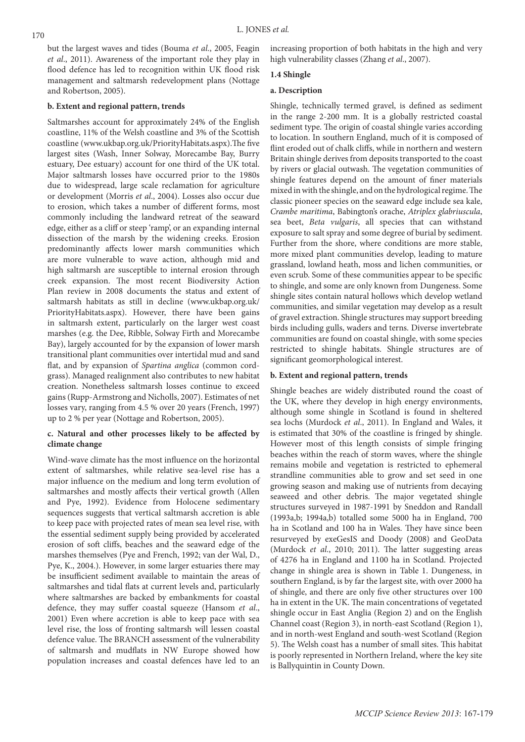but the largest waves and tides (Bouma *et al*., 2005, Feagin *et al*., 2011). Awareness of the important role they play in flood defence has led to recognition within UK flood risk management and saltmarsh redevelopment plans (Nottage and Robertson, 2005).

### b. Extent and regional pattern, trends

Saltmarshes account for approximately 24% of the English coastline, 11% of the Welsh coastline and 3% of the Scottish coastline (www.ukbap.org.uk/PriorityHabitats.aspx).The five largest sites (Wash, Inner Solway, Morecambe Bay, Burry estuary, Dee estuary) account for one third of the UK total. Major saltmarsh losses have occurred prior to the 1980s due to widespread, large scale reclamation for agriculture or development (Morris *et al*., 2004). Losses also occur due to erosion, which takes a number of different forms, most commonly including the landward retreat of the seaward edge, either as a cliff or steep 'ramp', or an expanding internal dissection of the marsh by the widening creeks. Erosion predominantly affects lower marsh communities which are more vulnerable to wave action, although mid and high saltmarsh are susceptible to internal erosion through creek expansion. The most recent Biodiversity Action Plan review in 2008 documents the status and extent of saltmarsh habitats as still in decline (www.ukbap.org.uk/PriorityHabitats.aspx). However, there have been gains in saltmarsh extent, particularly on the larger west coast marshes (e.g. the Dee, Ribble, Solway Firth and Morecambe Bay), largely accounted for by the expansion of lower marsh transitional plant communities over intertidal mud and sand flat, and by expansion of *Spartina anglica* (common cord-grass). Managed realignment also contributes to new habitat creation. Nonetheless saltmarsh losses continue to exceed gains (Rupp-Armstrong and Nicholls, 2007). Estimates of net losses vary, ranging from 4.5 % over 20 years (French, 1997) up to 2 % per year (Nottage and Robertson, 2005).

### c. Natural and other processes likely to be affected by climate change

Wind-wave climate has the most influence on the horizontal extent of saltmarshes, while relative sea-level rise has a major influence on the medium and long term evolution of saltmarshes and mostly affects their vertical growth (Allen and Pye, 1992). Evidence from Holocene sedimentary sequences suggests that vertical saltmarsh accretion is able to keep pace with projected rates of mean sea level rise, with the essential sediment supply being provided by accelerated erosion of soft cliffs, beaches and the seaward edge of the marshes themselves (Pye and French, 1992; van der Wal, D., Pye, K., 2004.). However, in some larger estuaries there may be insufficient sediment available to maintain the areas of saltmarshes and tidal flats at current levels and, particularly where saltmarshes are backed by embankments for coastal defence, they may suffer coastal squeeze (Hansom *et al*., 2001) Even where accretion is able to keep pace with sea level rise, the loss of fronting saltmarsh will lessen coastal defence value. The BRANCH assessment of the vulnerability of saltmarsh and mudflats in NW Europe showed how population increases and coastal defences have led to an increasing proportion of both habitats in the high and very high vulnerability classes (Zhang *et al*., 2007).

## 1.4 Shingle

### a. Description

Shingle, technically termed gravel, is defined as sediment in the range 2-200 mm. It is a globally restricted coastal sediment type. The origin of coastal shingle varies according to location. In southern England, much of it is composed of flint eroded out of chalk cliffs, while in northern and western Britain shingle derives from deposits transported to the coast by rivers or glacial outwash. The vegetation communities of shingle features depend on the amount of finer materials mixed in with the shingle, and on the hydrological regime. The classic pioneer species on the seaward edge include sea kale, *Crambe maritima*, Babington's orache, *Atriplex glabriuscula*, sea beet, *Beta vulgaris*, all species that can withstand exposure to salt spray and some degree of burial by sediment. Further from the shore, where conditions are more stable, more mixed plant communities develop, leading to mature grassland, lowland heath, moss and lichen communities, or even scrub. Some of these communities appear to be specific to shingle, and some are only known from Dungeness. Some shingle sites contain natural hollows which develop wetland communities, and similar vegetation may develop as a result of gravel extraction. Shingle structures may support breeding birds including gulls, waders and terns. Diverse invertebrate communities are found on coastal shingle, with some species restricted to shingle habitats. Shingle structures are of significant geomorphological interest.

### b. Extent and regional pattern, trends

Shingle beaches are widely distributed round the coast of the UK, where they develop in high energy environments, although some shingle in Scotland is found in sheltered sea lochs (Murdock *et al*., 2011). In England and Wales, it is estimated that 30% of the coastline is fringed by shingle. However most of this length consists of simple fringing beaches within the reach of storm waves, where the shingle remains mobile and vegetation is restricted to ephemeral strandline communities able to grow and set seed in one growing season and making use of nutrients from decaying seaweed and other debris. The major vegetated shingle structures surveyed in 1987-1991 by Sneddon and Randall (1993a,b; 1994a,b) totalled some 5000 ha in England, 700 ha in Scotland and 100 ha in Wales. They have since been resurveyed by exeGesIS and Doody (2008) and GeoData (Murdock *et al*., 2010; 2011). The latter suggesting areas of 4276 ha in England and 1100 ha in Scotland. Projected change in shingle area is shown in Table 1. Dungeness, in southern England, is by far the largest site, with over 2000 ha of shingle, and there are only five other structures over 100 ha in extent in the UK. The main concentrations of vegetated shingle occur in East Anglia (Region 2) and on the English Channel coast (Region 3), in north-east Scotland (Region 1), and in north-west England and south-west Scotland (Region 5). The Welsh coast has a number of small sites. This habitat is poorly represented in Northern Ireland, where the key site is Ballyquintin in County Down.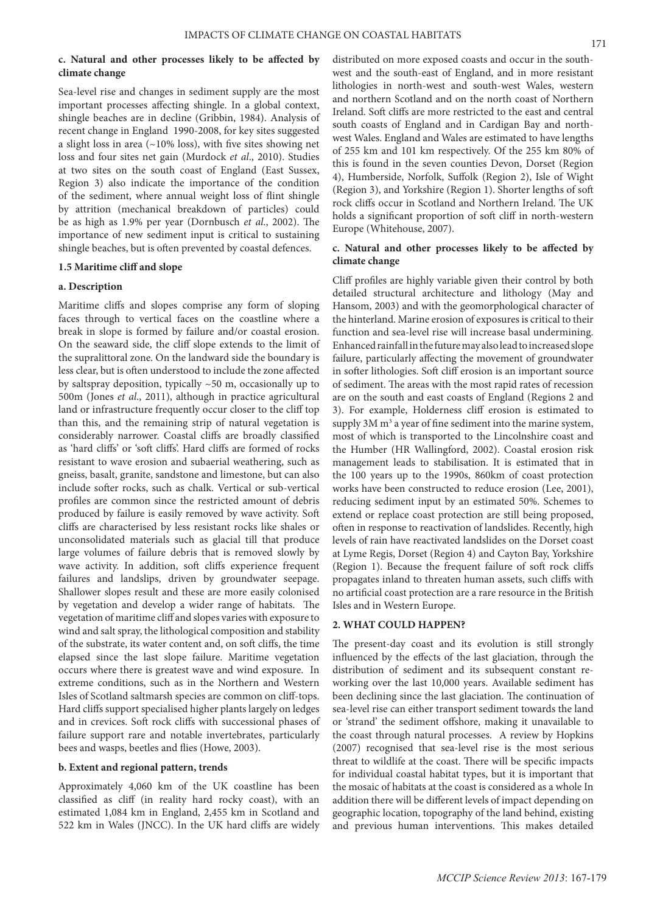### c. Natural and other processes likely to be affected by climate change

Sea-level rise and changes in sediment supply are the most important processes affecting shingle. In a global context, shingle beaches are in decline (Gribbin, 1984). Analysis of recent change in England 1990-2008, for key sites suggested a slight loss in area (~10% loss), with five sites showing net loss and four sites net gain (Murdock *et al*., 2010). Studies at two sites on the south coast of England (East Sussex, Region 3) also indicate the importance of the condition of the sediment, where annual weight loss of flint shingle by attrition (mechanical breakdown of particles) could be as high as 1.9% per year (Dornbusch *et al*., 2002). The importance of new sediment input is critical to sustaining shingle beaches, but is often prevented by coastal defences.

## 1.5 Maritime cliff and slope

### a. Description

Maritime cliffs and slopes comprise any form of sloping faces through to vertical faces on the coastline where a break in slope is formed by failure and/or coastal erosion. On the seaward side, the cliff slope extends to the limit of the supralittoral zone. On the landward side the boundary is less clear, but is often understood to include the zone affected by saltspray deposition, typically ~50 m, occasionally up to 500m (Jones *et al*., 2011), although in practice agricultural land or infrastructure frequently occur closer to the cliff top than this, and the remaining strip of natural vegetation is considerably narrower. Coastal cliffs are broadly classified as 'hard cliffs' or 'soft cliffs'. Hard cliffs are formed of rocks resistant to wave erosion and subaerial weathering, such as gneiss, basalt, granite, sandstone and limestone, but can also include softer rocks, such as chalk. Vertical or sub-vertical profiles are common since the restricted amount of debris produced by failure is easily removed by wave activity. Soft cliffs are characterised by less resistant rocks like shales or unconsolidated materials such as glacial till that produce large volumes of failure debris that is removed slowly by wave activity. In addition, soft cliffs experience frequent failures and landslips, driven by groundwater seepage. Shallower slopes result and these are more easily colonised by vegetation and develop a wider range of habitats. The vegetation of maritime cliff and slopes varies with exposure to wind and salt spray, the lithological composition and stability of the substrate, its water content and, on soft cliffs, the time elapsed since the last slope failure. Maritime vegetation occurs where there is greatest wave and wind exposure. In extreme conditions, such as in the Northern and Western Isles of Scotland saltmarsh species are common on cliff-tops. Hard cliffs support specialised higher plants largely on ledges and in crevices. Soft rock cliffs with successional phases of failure support rare and notable invertebrates, particularly bees and wasps, beetles and flies (Howe, 2003).

### b. Extent and regional pattern, trends

Approximately 4,060 km of the UK coastline has been classified as cliff (in reality hard rocky coast), with an estimated 1,084 km in England, 2,455 km in Scotland and 522 km in Wales (JNCC). In the UK hard cliffs are widely distributed on more exposed coasts and occur in the south-west and the south-east of England, and in more resistant lithologies in north-west and south-west Wales, western and northern Scotland and on the north coast of Northern Ireland. Soft cliffs are more restricted to the east and central south coasts of England and in Cardigan Bay and north-west Wales. England and Wales are estimated to have lengths of 255 km and 101 km respectively. Of the 255 km 80% of this is found in the seven counties Devon, Dorset (Region 4), Humberside, Norfolk, Suffolk (Region 2), Isle of Wight (Region 3), and Yorkshire (Region 1). Shorter lengths of soft rock cliffs occur in Scotland and Northern Ireland. The UK holds a significant proportion of soft cliff in north-western Europe (Whitehouse, 2007).

### c. Natural and other processes likely to be affected by climate change

Cliff profiles are highly variable given their control by both detailed structural architecture and lithology (May and Hansom, 2003) and with the geomorphological character of the hinterland. Marine erosion of exposures is critical to their function and sea-level rise will increase basal undermining. Enhanced rainfall in the future may also lead to increased slope failure, particularly affecting the movement of groundwater in softer lithologies. Soft cliff erosion is an important source of sediment. The areas with the most rapid rates of recession are on the south and east coasts of England (Regions 2 and 3). For example, Holderness cliff erosion is estimated to supply 3M $m^3$ a year of fine sediment into the marine system, most of which is transported to the Lincolnshire coast and the Humber (HR Wallingford, 2002). Coastal erosion risk management leads to stabilisation. It is estimated that in the 100 years up to the 1990s, 860km of coast protection works have been constructed to reduce erosion (Lee, 2001), reducing sediment input by an estimated 50%. Schemes to extend or replace coast protection are still being proposed, often in response to reactivation of landslides. Recently, high levels of rain have reactivated landslides on the Dorset coast at Lyme Regis, Dorset (Region 4) and Cayton Bay, Yorkshire (Region 1). Because the frequent failure of soft rock cliffs propagates inland to threaten human assets, such cliffs with no artificial coast protection are a rare resource in the British Isles and in Western Europe.

## 2. WHAT COULD HAPPEN?

The present-day coast and its evolution is still strongly influenced by the effects of the last glaciation, through the distribution of sediment and its subsequent constant re-working over the last 10,000 years. Available sediment has been declining since the last glaciation. The continuation of sea-level rise can either transport sediment towards the land or 'strand' the sediment offshore, making it unavailable to the coast through natural processes. A review by Hopkins (2007) recognised that sea-level rise is the most serious threat to wildlife at the coast. There will be specific impacts for individual coastal habitat types, but it is important that the mosaic of habitats at the coast is considered as a whole In addition there will be different levels of impact depending on geographic location, topography of the land behind, existing and previous human interventions. This makes detailed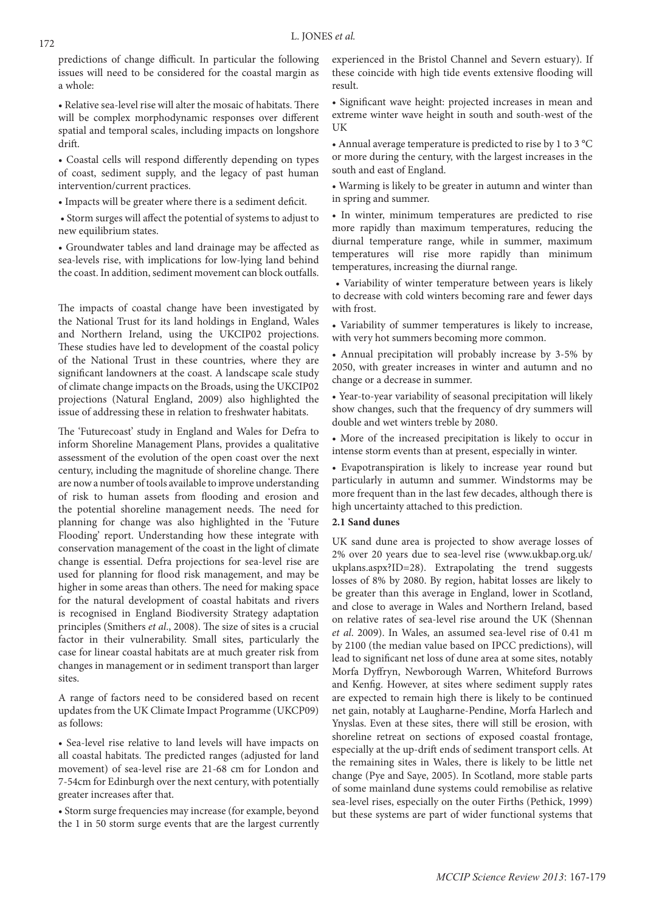predictions of change difficult. In particular the following issues will need to be considered for the coastal margin as a whole:

- Relative sea-level rise will alter the mosaic of habitats. There will be complex morphodynamic responses over different spatial and temporal scales, including impacts on longshore drift.
- Coastal cells will respond differently depending on types of coast, sediment supply, and the legacy of past human intervention/current practices.
- Impacts will be greater where there is a sediment deficit.
- Storm surges will affect the potential of systems to adjust to new equilibrium states.
- Groundwater tables and land drainage may be affected as sea-levels rise, with implications for low-lying land behind the coast. In addition, sediment movement can block outfalls.

The impacts of coastal change have been investigated by the National Trust for its land holdings in England, Wales and Northern Ireland, using the UKCIP02 projections. These studies have led to development of the coastal policy of the National Trust in these countries, where they are significant landowners at the coast. A landscape scale study of climate change impacts on the Broads, using the UKCIP02 projections (Natural England, 2009) also highlighted the issue of addressing these in relation to freshwater habitats.

The 'Futurecoast' study in England and Wales for Defra to inform Shoreline Management Plans, provides a qualitative assessment of the evolution of the open coast over the next century, including the magnitude of shoreline change. There are now a number of tools available to improve understanding of risk to human assets from flooding and erosion and the potential shoreline management needs. The need for planning for change was also highlighted in the 'Future Flooding' report. Understanding how these integrate with conservation management of the coast in the light of climate change is essential. Defra projections for sea-level rise are used for planning for flood risk management, and may be higher in some areas than others. The need for making space for the natural development of coastal habitats and rivers is recognised in England Biodiversity Strategy adaptation principles (Smithers *et al.*, 2008). The size of sites is a crucial factor in their vulnerability. Small sites, particularly the case for linear coastal habitats are at much greater risk from changes in management or in sediment transport than larger sites.

A range of factors need to be considered based on recent updates from the UK Climate Impact Programme (UKCP09) as follows:

- Sea-level rise relative to land levels will have impacts on all coastal habitats. The predicted ranges (adjusted for land movement) of sea-level rise are 21-68 cm for London and 7-54cm for Edinburgh over the next century, with potentially greater increases after that.
- Storm surge frequencies may increase (for example, beyond the 1 in 50 storm surge events that are the largest currently experienced in the Bristol Channel and Severn estuary). If these coincide with high tide events extensive flooding will result.
- Significant wave height: projected increases in mean and extreme winter wave height in south and south-west of the UK
- Annual average temperature is predicted to rise by 1 to 3 °C or more during the century, with the largest increases in the south and east of England.
- Warming is likely to be greater in autumn and winter than in spring and summer.
- In winter, minimum temperatures are predicted to rise more rapidly than maximum temperatures, reducing the diurnal temperature range, while in summer, maximum temperatures will rise more rapidly than minimum temperatures, increasing the diurnal range.
- Variability of winter temperature between years is likely to decrease with cold winters becoming rare and fewer days with frost.
- Variability of summer temperatures is likely to increase, with very hot summers becoming more common.
- Annual precipitation will probably increase by 3-5% by 2050, with greater increases in winter and autumn and no change or a decrease in summer.
- Year-to-year variability of seasonal precipitation will likely show changes, such that the frequency of dry summers will double and wet winters treble by 2080.
- More of the increased precipitation is likely to occur in intense storm events than at present, especially in winter.
- Evapotranspiration is likely to increase year round but particularly in autumn and summer. Windstorms may be more frequent than in the last few decades, although there is high uncertainty attached to this prediction.

**2.1 Sand dunes**

UK sand dune area is projected to show average losses of 2% over 20 years due to sea-level rise (www.ukbap.org.uk/ukplans.aspx?ID=28). Extrapolating the trend suggests losses of 8% by 2080. By region, habitat losses are likely to be greater than this average in England, lower in Scotland, and close to average in Wales and Northern Ireland, based on relative rates of sea-level rise around the UK (Shennan *et al*. 2009). In Wales, an assumed sea-level rise of 0.41 m by 2100 (the median value based on IPCC predictions), will lead to significant net loss of dune area at some sites, notably Morfa Dyffryn, Newborough Warren, Whiteford Burrows and Kenfig. However, at sites where sediment supply rates are expected to remain high there is likely to be continued net gain, notably at Laugharne-Pendine, Morfa Harlech and Ynyslas. Even at these sites, there will still be erosion, with shoreline retreat on sections of exposed coastal frontage, especially at the up-drift ends of sediment transport cells. At the remaining sites in Wales, there is likely to be little net change (Pye and Saye, 2005). In Scotland, more stable parts of some mainland dune systems could remobilise as relative sea-level rises, especially on the outer Firths (Pethick, 1999) but these systems are part of wider functional systems that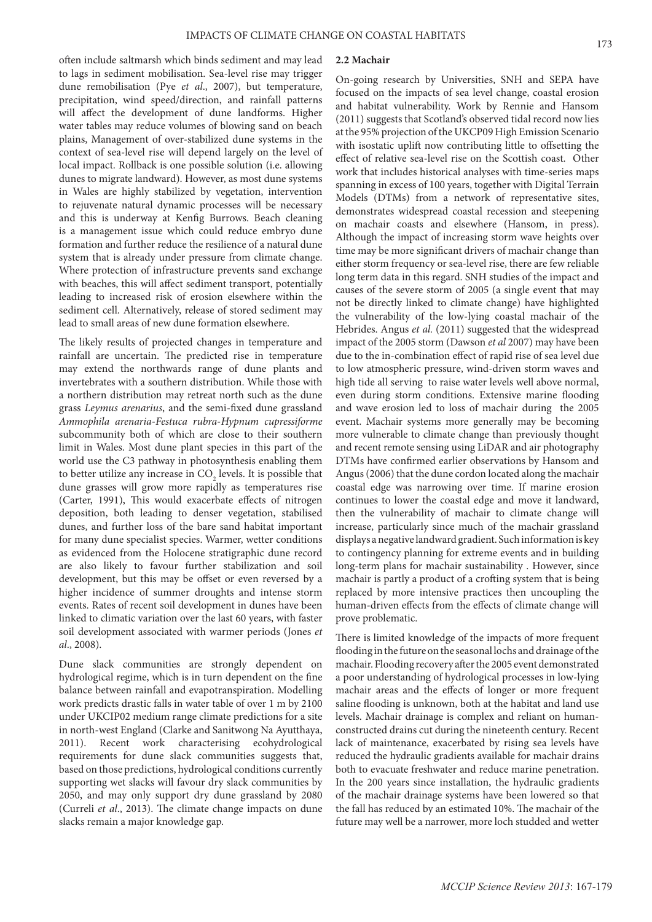often include saltmarsh which binds sediment and may lead to lags in sediment mobilisation. Sea-level rise may trigger dune remobilisation (Pye *et al*., 2007), but temperature, precipitation, wind speed/direction, and rainfall patterns will affect the development of dune landforms. Higher water tables may reduce volumes of blowing sand on beach plains, Management of over-stabilized dune systems in the context of sea-level rise will depend largely on the level of local impact. Rollback is one possible solution (i.e. allowing dunes to migrate landward). However, as most dune systems in Wales are highly stabilized by vegetation, intervention to rejuvenate natural dynamic processes will be necessary and this is underway at Kenfig Burrows. Beach cleaning is a management issue which could reduce embryo dune formation and further reduce the resilience of a natural dune system that is already under pressure from climate change. Where protection of infrastructure prevents sand exchange with beaches, this will affect sediment transport, potentially leading to increased risk of erosion elsewhere within the sediment cell. Alternatively, release of stored sediment may lead to small areas of new dune formation elsewhere.

The likely results of projected changes in temperature and rainfall are uncertain. The predicted rise in temperature may extend the northwards range of dune plants and invertebrates with a southern distribution. While those with a northern distribution may retreat north such as the dune grass *Leymus arenarius*, and the semi-fixed dune grassland *Ammophila arenaria-Festuca rubra-Hypnum cupressiforme* subcommunity both of which are close to their southern limit in Wales. Most dune plant species in this part of the world use the C3 pathway in photosynthesis enabling them to better utilize any increase in $CO_2$ levels. It is possible that dune grasses will grow more rapidly as temperatures rise (Carter, 1991), This would exacerbate effects of nitrogen deposition, both leading to denser vegetation, stabilised dunes, and further loss of the bare sand habitat important for many dune specialist species. Warmer, wetter conditions as evidenced from the Holocene stratigraphic dune record are also likely to favour further stabilization and soil development, but this may be offset or even reversed by a higher incidence of summer droughts and intense storm events. Rates of recent soil development in dunes have been linked to climatic variation over the last 60 years, with faster soil development associated with warmer periods (Jones *et al*., 2008).

Dune slack communities are strongly dependent on hydrological regime, which is in turn dependent on the fine balance between rainfall and evapotranspiration. Modelling work predicts drastic falls in water table of over 1 m by 2100 under UKCIP02 medium range climate predictions for a site in north-west England (Clarke and Sanitwong Na Ayutthaya, 2011). Recent work characterising ecohydrological requirements for dune slack communities suggests that, based on those predictions, hydrological conditions currently supporting wet slacks will favour dry slack communities by 2050, and may only support dry dune grassland by 2080 (Curreli *et al*., 2013). The climate change impacts on dune slacks remain a major knowledge gap.

### 2.2 Machair

On-going research by Universities, SNH and SEPA have focused on the impacts of sea level change, coastal erosion and habitat vulnerability. Work by Rennie and Hansom (2011) suggests that Scotland's observed tidal record now lies at the 95% projection of the UKCP09 High Emission Scenario with isostatic uplift now contributing little to offsetting the effect of relative sea-level rise on the Scottish coast. Other work that includes historical analyses with time-series maps spanning in excess of 100 years, together with Digital Terrain Models (DTMs) from a network of representative sites, demonstrates widespread coastal recession and steepening on machair coasts and elsewhere (Hansom, in press). Although the impact of increasing storm wave heights over time may be more significant drivers of machair change than either storm frequency or sea-level rise, there are few reliable long term data in this regard. SNH studies of the impact and causes of the severe storm of 2005 (a single event that may not be directly linked to climate change) have highlighted the vulnerability of the low-lying coastal machair of the Hebrides. Angus *et al.* (2011) suggested that the widespread impact of the 2005 storm (Dawson *et al* 2007) may have been due to the in-combination effect of rapid rise of sea level due to low atmospheric pressure, wind-driven storm waves and high tide all serving to raise water levels well above normal, even during storm conditions. Extensive marine flooding and wave erosion led to loss of machair during the 2005 event. Machair systems more generally may be becoming more vulnerable to climate change than previously thought and recent remote sensing using LiDAR and air photography DTMs have confirmed earlier observations by Hansom and Angus (2006) that the dune cordon located along the machair coastal edge was narrowing over time. If marine erosion continues to lower the coastal edge and move it landward, then the vulnerability of machair to climate change will increase, particularly since much of the machair grassland displays a negative landward gradient. Such information is key to contingency planning for extreme events and in building long-term plans for machair sustainability . However, since machair is partly a product of a crofting system that is being replaced by more intensive practices then uncoupling the human-driven effects from the effects of climate change will prove problematic.

There is limited knowledge of the impacts of more frequent flooding in the future on the seasonal lochs and drainage of the machair. Flooding recovery after the 2005 event demonstrated a poor understanding of hydrological processes in low-lying machair areas and the effects of longer or more frequent saline flooding is unknown, both at the habitat and land use levels. Machair drainage is complex and reliant on human-constructed drains cut during the nineteenth century. Recent lack of maintenance, exacerbated by rising sea levels have reduced the hydraulic gradients available for machair drains both to evacuate freshwater and reduce marine penetration. In the 200 years since installation, the hydraulic gradients of the machair drainage systems have been lowered so that the fall has reduced by an estimated 10%. The machair of the future may well be a narrower, more loch studded and wetter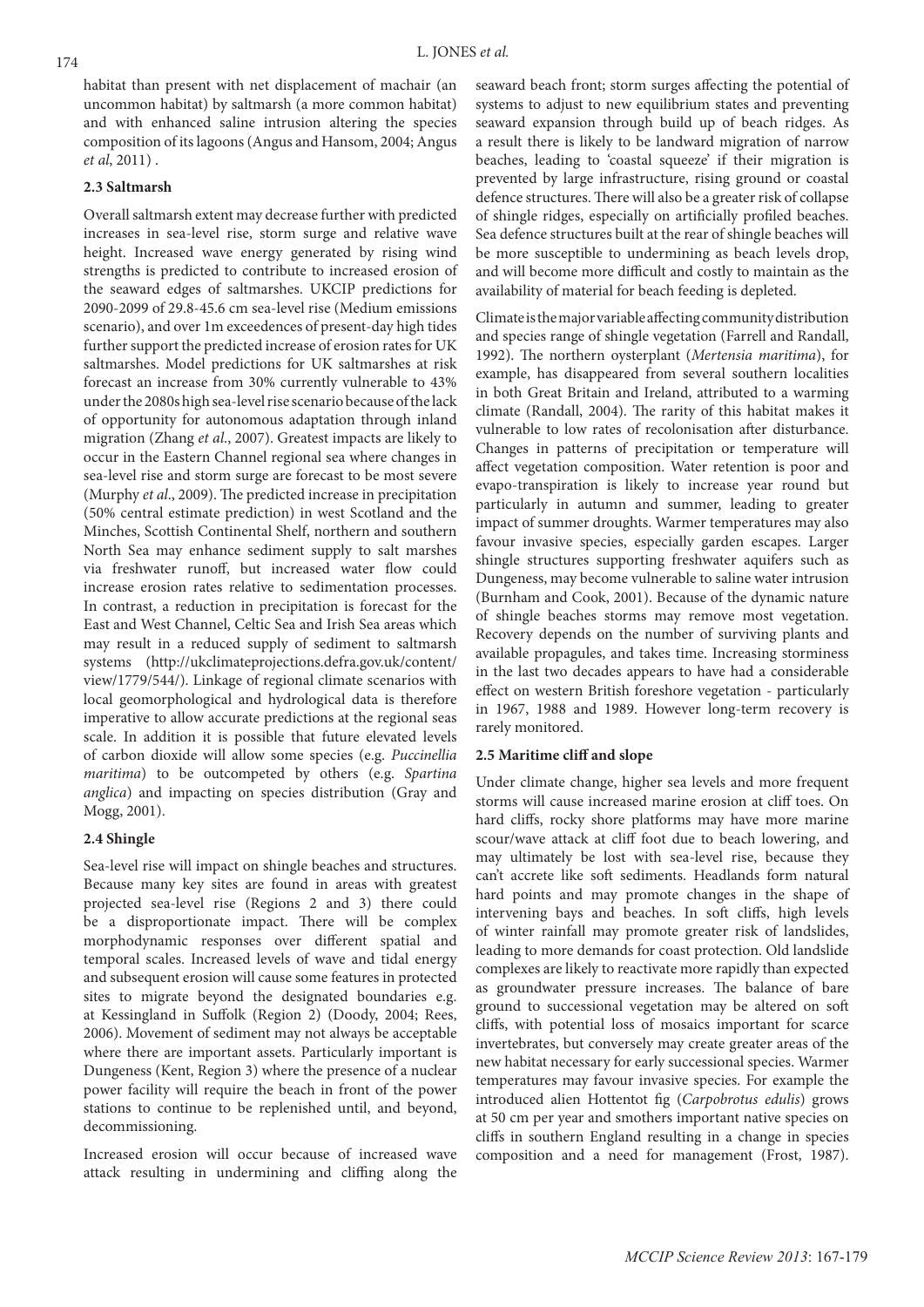habitat than present with net displacement of machair (an uncommon habitat) by saltmarsh (a more common habitat) and with enhanced saline intrusion altering the species composition of its lagoons (Angus and Hansom, 2004; Angus *et al*, 2011) .

**2.3 Saltmarsh**

Overall saltmarsh extent may decrease further with predicted increases in sea-level rise, storm surge and relative wave height. Increased wave energy generated by rising wind strengths is predicted to contribute to increased erosion of the seaward edges of saltmarshes. UKCIP predictions for 2090-2099 of 29.8-45.6 cm sea-level rise (Medium emissions scenario), and over 1m exceedences of present-day high tides further support the predicted increase of erosion rates for UK saltmarshes. Model predictions for UK saltmarshes at risk forecast an increase from 30% currently vulnerable to 43% under the 2080s high sea-level rise scenario because of the lack of opportunity for autonomous adaptation through inland migration (Zhang *et al.*, 2007). Greatest impacts are likely to occur in the Eastern Channel regional sea where changes in sea-level rise and storm surge are forecast to be most severe (Murphy *et al*., 2009). The predicted increase in precipitation (50% central estimate prediction) in west Scotland and the Minches, Scottish Continental Shelf, northern and southern North Sea may enhance sediment supply to salt marshes via freshwater runoff, but increased water flow could increase erosion rates relative to sedimentation processes. In contrast, a reduction in precipitation is forecast for the East and West Channel, Celtic Sea and Irish Sea areas which may result in a reduced supply of sediment to saltmarsh systems (http://ukclimateprojections.defra.gov.uk/content/view/1779/544/). Linkage of regional climate scenarios with local geomorphological and hydrological data is therefore imperative to allow accurate predictions at the regional seas scale. In addition it is possible that future elevated levels of carbon dioxide will allow some species (e.g. *Puccinellia maritima*) to be outcompeted by others (e.g. *Spartina anglica*) and impacting on species distribution (Gray and Mogg, 2001).

**2.4 Shingle**

Sea-level rise will impact on shingle beaches and structures. Because many key sites are found in areas with greatest projected sea-level rise (Regions 2 and 3) there could be a disproportionate impact. There will be complex morphodynamic responses over different spatial and temporal scales. Increased levels of wave and tidal energy and subsequent erosion will cause some features in protected sites to migrate beyond the designated boundaries e.g. at Kessingland in Suffolk (Region 2) (Doody, 2004; Rees, 2006). Movement of sediment may not always be acceptable where there are important assets. Particularly important is Dungeness (Kent, Region 3) where the presence of a nuclear power facility will require the beach in front of the power stations to continue to be replenished until, and beyond, decommissioning.

Increased erosion will occur because of increased wave attack resulting in undermining and cliffing along the seaward beach front; storm surges affecting the potential of systems to adjust to new equilibrium states and preventing seaward expansion through build up of beach ridges. As a result there is likely to be landward migration of narrow beaches, leading to 'coastal squeeze' if their migration is prevented by large infrastructure, rising ground or coastal defence structures. There will also be a greater risk of collapse of shingle ridges, especially on artificially profiled beaches. Sea defence structures built at the rear of shingle beaches will be more susceptible to undermining as beach levels drop, and will become more difficult and costly to maintain as the availability of material for beach feeding is depleted.

Climate is the major variable affecting community distribution and species range of shingle vegetation (Farrell and Randall, 1992). The northern oysterplant (*Mertensia maritima*), for example, has disappeared from several southern localities in both Great Britain and Ireland, attributed to a warming climate (Randall, 2004). The rarity of this habitat makes it vulnerable to low rates of recolonisation after disturbance. Changes in patterns of precipitation or temperature will affect vegetation composition. Water retention is poor and evapo-transpiration is likely to increase year round but particularly in autumn and summer, leading to greater impact of summer droughts. Warmer temperatures may also favour invasive species, especially garden escapes. Larger shingle structures supporting freshwater aquifers such as Dungeness, may become vulnerable to saline water intrusion (Burnham and Cook, 2001). Because of the dynamic nature of shingle beaches storms may remove most vegetation. Recovery depends on the number of surviving plants and available propagules, and takes time. Increasing storminess in the last two decades appears to have had a considerable effect on western British foreshore vegetation - particularly in 1967, 1988 and 1989. However long-term recovery is rarely monitored.

**2.5 Maritime cliff and slope**

Under climate change, higher sea levels and more frequent storms will cause increased marine erosion at cliff toes. On hard cliffs, rocky shore platforms may have more marine scour/wave attack at cliff foot due to beach lowering, and may ultimately be lost with sea-level rise, because they can't accrete like soft sediments. Headlands form natural hard points and may promote changes in the shape of intervening bays and beaches. In soft cliffs, high levels of winter rainfall may promote greater risk of landslides, leading to more demands for coast protection. Old landslide complexes are likely to reactivate more rapidly than expected as groundwater pressure increases. The balance of bare ground to successional vegetation may be altered on soft cliffs, with potential loss of mosaics important for scarce invertebrates, but conversely may create greater areas of the new habitat necessary for early successional species. Warmer temperatures may favour invasive species. For example the introduced alien Hottentot fig (*Carpobrotus edulis*) grows at 50 cm per year and smothers important native species on cliffs in southern England resulting in a change in species composition and a need for management (Frost, 1987).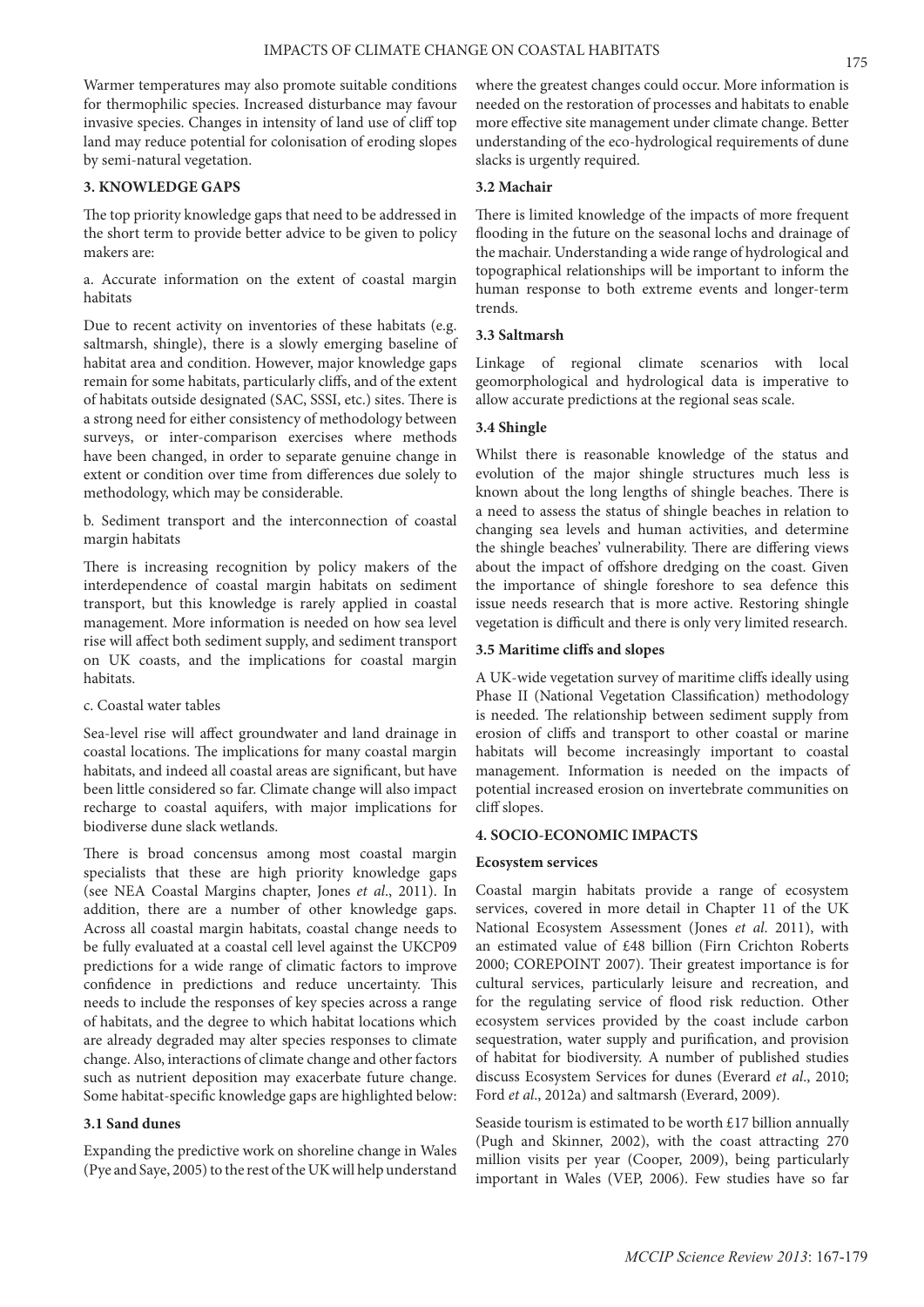Warmer temperatures may also promote suitable conditions for thermophilic species. Increased disturbance may favour invasive species. Changes in intensity of land use of cliff top land may reduce potential for colonisation of eroding slopes by semi-natural vegetation.

## 3. KNOWLEDGE GAPS

The top priority knowledge gaps that need to be addressed in the short term to provide better advice to be given to policy makers are:

a. Accurate information on the extent of coastal margin habitats

Due to recent activity on inventories of these habitats (e.g. saltmarsh, shingle), there is a slowly emerging baseline of habitat area and condition. However, major knowledge gaps remain for some habitats, particularly cliffs, and of the extent of habitats outside designated (SAC, SSSI, etc.) sites. There is a strong need for either consistency of methodology between surveys, or inter-comparison exercises where methods have been changed, in order to separate genuine change in extent or condition over time from differences due solely to methodology, which may be considerable.

b. Sediment transport and the interconnection of coastal margin habitats

There is increasing recognition by policy makers of the interdependence of coastal margin habitats on sediment transport, but this knowledge is rarely applied in coastal management. More information is needed on how sea level rise will affect both sediment supply, and sediment transport on UK coasts, and the implications for coastal margin habitats.

c. Coastal water tables

Sea-level rise will affect groundwater and land drainage in coastal locations. The implications for many coastal margin habitats, and indeed all coastal areas are significant, but have been little considered so far. Climate change will also impact recharge to coastal aquifers, with major implications for biodiverse dune slack wetlands.

There is broad concensus among most coastal margin specialists that these are high priority knowledge gaps (see NEA Coastal Margins chapter, Jones *et al*., 2011). In addition, there are a number of other knowledge gaps. Across all coastal margin habitats, coastal change needs to be fully evaluated at a coastal cell level against the UKCP09 predictions for a wide range of climatic factors to improve confidence in predictions and reduce uncertainty. This needs to include the responses of key species across a range of habitats, and the degree to which habitat locations which are already degraded may alter species responses to climate change. Also, interactions of climate change and other factors such as nutrient deposition may exacerbate future change. Some habitat-specific knowledge gaps are highlighted below:

### 3.1 Sand dunes

Expanding the predictive work on shoreline change in Wales (Pye and Saye, 2005) to the rest of the UK will help understand where the greatest changes could occur. More information is needed on the restoration of processes and habitats to enable more effective site management under climate change. Better understanding of the eco-hydrological requirements of dune slacks is urgently required.

### 3.2 Machair

There is limited knowledge of the impacts of more frequent flooding in the future on the seasonal lochs and drainage of the machair. Understanding a wide range of hydrological and topographical relationships will be important to inform the human response to both extreme events and longer-term trends.

### 3.3 Saltmarsh

Linkage of regional climate scenarios with local geomorphological and hydrological data is imperative to allow accurate predictions at the regional seas scale.

### 3.4 Shingle

Whilst there is reasonable knowledge of the status and evolution of the major shingle structures much less is known about the long lengths of shingle beaches. There is a need to assess the status of shingle beaches in relation to changing sea levels and human activities, and determine the shingle beaches' vulnerability. There are differing views about the impact of offshore dredging on the coast. Given the importance of shingle foreshore to sea defence this issue needs research that is more active. Restoring shingle vegetation is difficult and there is only very limited research.

### 3.5 Maritime cliffs and slopes

A UK-wide vegetation survey of maritime cliffs ideally using Phase II (National Vegetation Classification) methodology is needed. The relationship between sediment supply from erosion of cliffs and transport to other coastal or marine habitats will become increasingly important to coastal management. Information is needed on the impacts of potential increased erosion on invertebrate communities on cliff slopes.

## 4. SOCIO-ECONOMIC IMPACTS

### Ecosystem services

Coastal margin habitats provide a range of ecosystem services, covered in more detail in Chapter 11 of the UK National Ecosystem Assessment (Jones *et al.* 2011), with an estimated value of £48 billion (Firn Crichton Roberts 2000; COREPOINT 2007). Their greatest importance is for cultural services, particularly leisure and recreation, and for the regulating service of flood risk reduction. Other ecosystem services provided by the coast include carbon sequestration, water supply and purification, and provision of habitat for biodiversity. A number of published studies discuss Ecosystem Services for dunes (Everard *et al*., 2010; Ford *et al*., 2012a) and saltmarsh (Everard, 2009).

Seaside tourism is estimated to be worth £17 billion annually (Pugh and Skinner, 2002), with the coast attracting 270 million visits per year (Cooper, 2009), being particularly important in Wales (VEP, 2006). Few studies have so far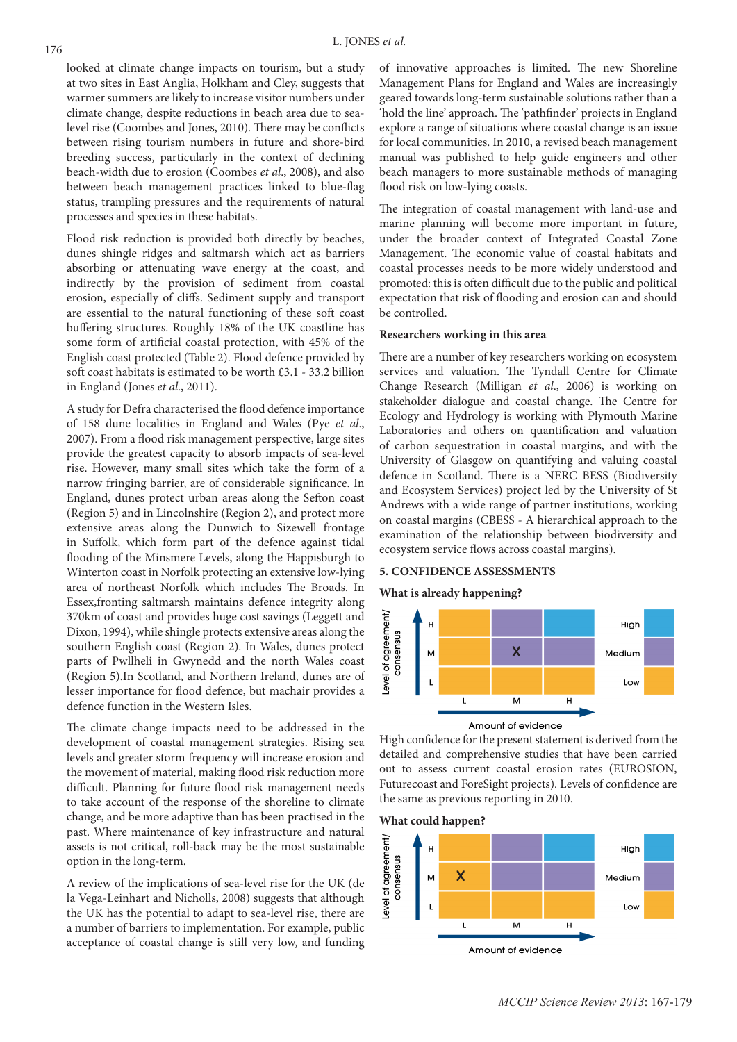looked at climate change impacts on tourism, but a study at two sites in East Anglia, Holkham and Cley, suggests that warmer summers are likely to increase visitor numbers under climate change, despite reductions in beach area due to sea-level rise (Coombes and Jones, 2010). There may be conflicts between rising tourism numbers in future and shore-bird breeding success, particularly in the context of declining beach-width due to erosion (Coombes *et al*., 2008), and also between beach management practices linked to blue-flag status, trampling pressures and the requirements of natural processes and species in these habitats.

Flood risk reduction is provided both directly by beaches, dunes shingle ridges and saltmarsh which act as barriers absorbing or attenuating wave energy at the coast, and indirectly by the provision of sediment from coastal erosion, especially of cliffs. Sediment supply and transport are essential to the natural functioning of these soft coast buffering structures. Roughly 18% of the UK coastline has some form of artificial coastal protection, with 45% of the English coast protected (Table 2). Flood defence provided by soft coast habitats is estimated to be worth £3.1 - 33.2 billion in England (Jones *et al*., 2011).

A study for Defra characterised the flood defence importance of 158 dune localities in England and Wales (Pye *et al*., 2007). From a flood risk management perspective, large sites provide the greatest capacity to absorb impacts of sea-level rise. However, many small sites which take the form of a narrow fringing barrier, are of considerable significance. In England, dunes protect urban areas along the Sefton coast (Region 5) and in Lincolnshire (Region 2), and protect more extensive areas along the Dunwich to Sizewell frontage in Suffolk, which form part of the defence against tidal flooding of the Minsmere Levels, along the Happisburgh to Winterton coast in Norfolk protecting an extensive low-lying area of northeast Norfolk which includes The Broads. In Essex,fronting saltmarsh maintains defence integrity along 370km of coast and provides huge cost savings (Leggett and Dixon, 1994), while shingle protects extensive areas along the southern English coast (Region 2). In Wales, dunes protect parts of Pwllheli in Gwynedd and the north Wales coast (Region 5).In Scotland, and Northern Ireland, dunes are of lesser importance for flood defence, but machair provides a defence function in the Western Isles.

The climate change impacts need to be addressed in the development of coastal management strategies. Rising sea levels and greater storm frequency will increase erosion and the movement of material, making flood risk reduction more difficult. Planning for future flood risk management needs to take account of the response of the shoreline to climate change, and be more adaptive than has been practised in the past. Where maintenance of key infrastructure and natural assets is not critical, roll-back may be the most sustainable option in the long-term.

A review of the implications of sea-level rise for the UK (de la Vega-Leinhart and Nicholls, 2008) suggests that although the UK has the potential to adapt to sea-level rise, there are a number of barriers to implementation. For example, public acceptance of coastal change is still very low, and funding of innovative approaches is limited. The new Shoreline Management Plans for England and Wales are increasingly geared towards long-term sustainable solutions rather than a 'hold the line' approach. The 'pathfinder' projects in England explore a range of situations where coastal change is an issue for local communities. In 2010, a revised beach management manual was published to help guide engineers and other beach managers to more sustainable methods of managing flood risk on low-lying coasts.

The integration of coastal management with land-use and marine planning will become more important in future, under the broader context of Integrated Coastal Zone Management. The economic value of coastal habitats and coastal processes needs to be more widely understood and promoted: this is often difficult due to the public and political expectation that risk of flooding and erosion can and should be controlled.

### Researchers working in this area

There are a number of key researchers working on ecosystem services and valuation. The Tyndall Centre for Climate Change Research (Milligan *et al*., 2006) is working on stakeholder dialogue and coastal change. The Centre for Ecology and Hydrology is working with Plymouth Marine Laboratories and others on quantification and valuation of carbon sequestration in coastal margins, and with the University of Glasgow on quantifying and valuing coastal defence in Scotland. There is a NERC BESS (Biodiversity and Ecosystem Services) project led by the University of St Andrews with a wide range of partner institutions, working on coastal margins (CBESS - A hierarchical approach to the examination of the relationship between biodiversity and ecosystem service flows across coastal margins).

## 5. CONFIDENCE ASSESSMENTS

### What is already happening?

Level of agreement/ consensus
H
M
X
L
L M H
Amount of evidence
High
Medium
Low

High confidence for the present statement is derived from the detailed and comprehensive studies that have been carried out to assess current coastal erosion rates (EUROSION, Futurecoast and ForeSight projects). Levels of confidence are the same as previous reporting in 2010.

### What could happen?

Level of agreement/ consensus
H
M
X
L
L M H
Amount of evidence
High
Medium
Low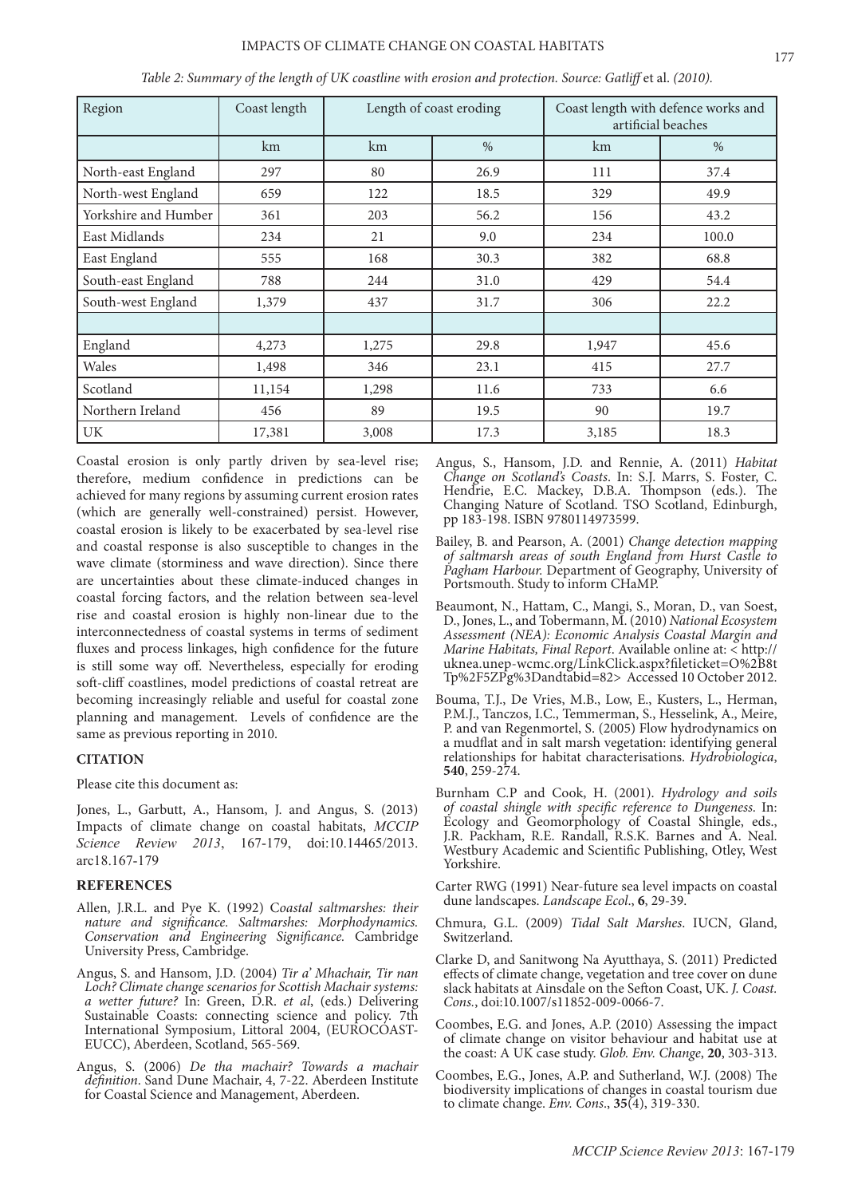*Table 2: Summary of the length of UK coastline with erosion and protection. Source: Gatliff* et al. *(2010).*

| Region | Coast length | Length of coast eroding | | Coast length with defence works and artificial beaches | |
|---|---|---|---|---|---|
| | km | km | % | km | % |
| North-east England | 297 | 80 | 26.9 | 111 | 37.4 |
| North-west England | 659 | 122 | 18.5 | 329 | 49.9 |
| Yorkshire and Humber | 361 | 203 | 56.2 | 156 | 43.2 |
| East Midlands | 234 | 21 | 9.0 | 234 | 100.0 |
| East England | 555 | 168 | 30.3 | 382 | 68.8 |
| South-east England | 788 | 244 | 31.0 | 429 | 54.4 |
| South-west England | 1,379 | 437 | 31.7 | 306 | 22.2 |
| | | | | | |
| England | 4,273 | 1,275 | 29.8 | 1,947 | 45.6 |
| Wales | 1,498 | 346 | 23.1 | 415 | 27.7 |
| Scotland | 11,154 | 1,298 | 11.6 | 733 | 6.6 |
| Northern Ireland | 456 | 89 | 19.5 | 90 | 19.7 |
| UK | 17,381 | 3,008 | 17.3 | 3,185 | 18.3 |

Coastal erosion is only partly driven by sea-level rise; therefore, medium confidence in predictions can be achieved for many regions by assuming current erosion rates (which are generally well-constrained) persist. However, coastal erosion is likely to be exacerbated by sea-level rise and coastal response is also susceptible to changes in the wave climate (storminess and wave direction). Since there are uncertainties about these climate-induced changes in coastal forcing factors, and the relation between sea-level rise and coastal erosion is highly non-linear due to the interconnectedness of coastal systems in terms of sediment fluxes and process linkages, high confidence for the future is still some way off. Nevertheless, especially for eroding soft-cliff coastlines, model predictions of coastal retreat are becoming increasingly reliable and useful for coastal zone planning and management. Levels of confidence are the same as previous reporting in 2010.

## CITATION

Please cite this document as:

Jones, L., Garbutt, A., Hansom, J. and Angus, S. (2013) Impacts of climate change on coastal habitats, *MCCIP Science Review 2013*, 167-179, doi:10.14465/2013.arc18.167-179

## REFERENCES

Allen, J.R.L. and Pye K. (1992) C*oastal saltmarshes: their nature and significance. Saltmarshes: Morphodynamics. Conservation and Engineering Significance.* Cambridge University Press, Cambridge.

Angus, S. and Hansom, J.D. (2004) *Tir a' Mhachair, Tir nan Loch? Climate change scenarios for Scottish Machair systems: a wetter future?* In: Green, D.R. *et al*, (eds.) Delivering Sustainable Coasts: connecting science and policy. 7th International Symposium, Littoral 2004, (EUROCOAST-EUCC), Aberdeen, Scotland, 565-569.

Angus, S. (2006) *De tha machair? Towards a machair definition*. Sand Dune Machair, 4, 7-22. Aberdeen Institute for Coastal Science and Management, Aberdeen.

Angus, S., Hansom, J.D. and Rennie, A. (2011) *Habitat Change on Scotland's Coasts*. In: S.J. Marrs, S. Foster, C. Hendrie, E.C. Mackey, D.B.A. Thompson (eds.). The Changing Nature of Scotland. TSO Scotland, Edinburgh, pp 183-198. ISBN 9780114973599.

Bailey, B. and Pearson, A. (2001) *Change detection mapping of saltmarsh areas of south England from Hurst Castle to Pagham Harbour.* Department of Geography, University of Portsmouth. Study to inform CHaMP.

Beaumont, N., Hattam, C., Mangi, S., Moran, D., van Soest, D., Jones, L., and Tobermann, M. (2010) *National Ecosystem Assessment (NEA): Economic Analysis Coastal Margin and Marine Habitats, Final Report*. Available online at: < http://uknea.unep-wcmc.org/LinkClick.aspx?fileticket=O%2B8tTp%2F5ZPg%3Dandtabid=82> Accessed 10 October 2012.

Bouma, T.J., De Vries, M.B., Low, E., Kusters, L., Herman, P.M.J., Tanczos, I.C., Temmerman, S., Hesselink, A., Meire, P. and van Regenmortel, S. (2005) Flow hydrodynamics on a mudflat and in salt marsh vegetation: identifying general relationships for habitat characterisations. *Hydrobiologica*, **540**, 259-274.

Burnham C.P and Cook, H. (2001). *Hydrology and soils of coastal shingle with specific reference to Dungeness.* In: Ecology and Geomorphology of Coastal Shingle, eds., J.R. Packham, R.E. Randall, R.S.K. Barnes and A. Neal. Westbury Academic and Scientific Publishing, Otley, West Yorkshire.

Carter RWG (1991) Near-future sea level impacts on coastal dune landscapes. *Landscape Ecol*., **6**, 29-39.

Chmura, G.L. (2009) *Tidal Salt Marshes*. IUCN, Gland, Switzerland.

Clarke D, and Sanitwong Na Ayutthaya, S. (2011) Predicted effects of climate change, vegetation and tree cover on dune slack habitats at Ainsdale on the Sefton Coast, UK. *J. Coast. Cons.*, doi:10.1007/s11852-009-0066-7.

Coombes, E.G. and Jones, A.P. (2010) Assessing the impact of climate change on visitor behaviour and habitat use at the coast: A UK case study. *Glob. Env. Change*, **20**, 303-313.

Coombes, E.G., Jones, A.P. and Sutherland, W.J. (2008) The biodiversity implications of changes in coastal tourism due to climate change. *Env. Cons*., **35**(4), 319-330.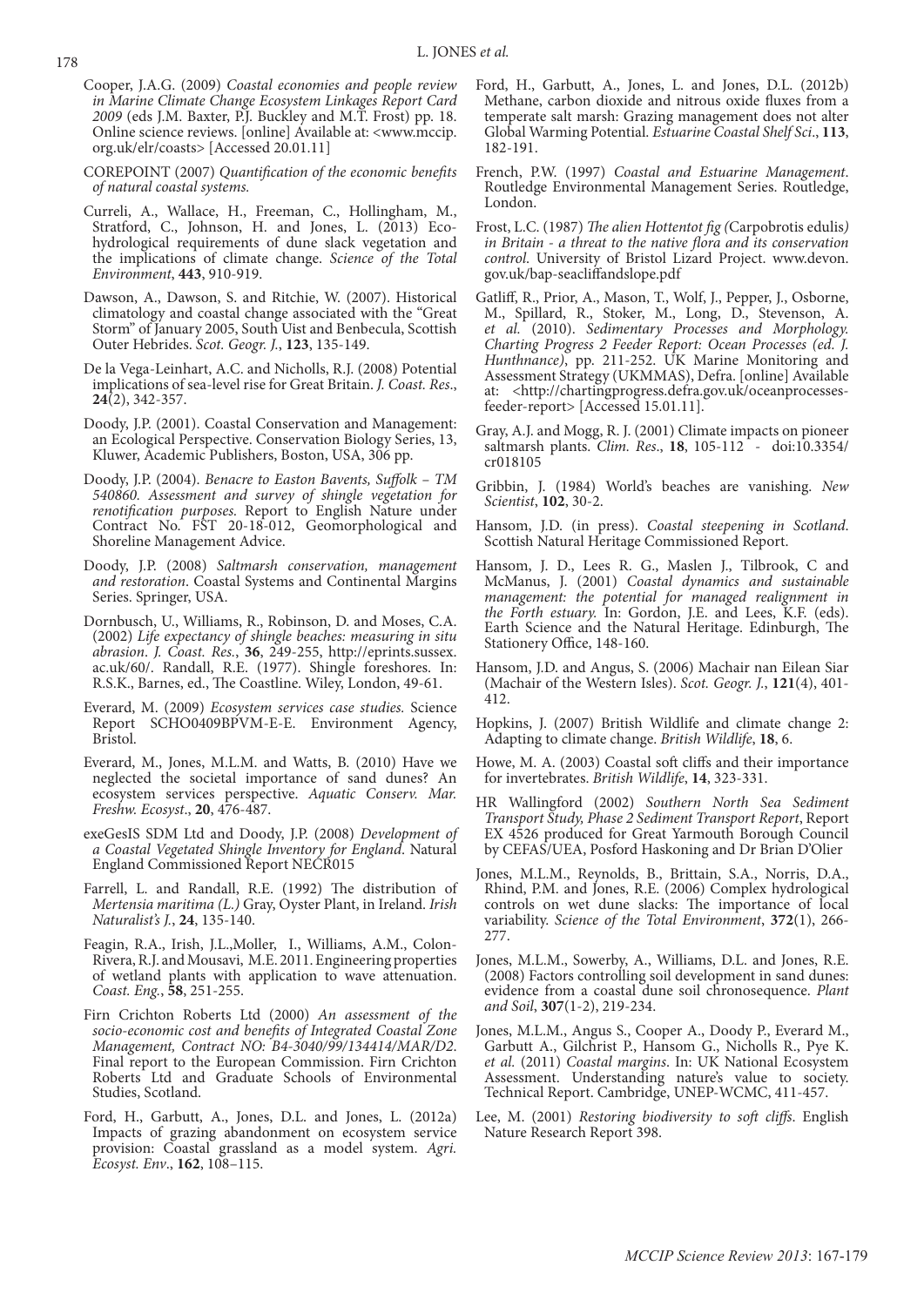Cooper, J.A.G. (2009) *Coastal economies and people review in Marine Climate Change Ecosystem Linkages Report Card 2009* (eds J.M. Baxter, P.J. Buckley and M.T. Frost) pp. 18. Online science reviews. [online] Available at: <www.mccip.org.uk/elr/coasts> [Accessed 20.01.11]

COREPOINT (2007) *Quantification of the economic benefits of natural coastal systems.*

Curreli, A., Wallace, H., Freeman, C., Hollingham, M., Stratford, C., Johnson, H. and Jones, L. (2013) Eco-hydrological requirements of dune slack vegetation and the implications of climate change. *Science of the Total Environment*, **443**, 910-919.

Dawson, A., Dawson, S. and Ritchie, W. (2007). Historical climatology and coastal change associated with the "Great Storm" of January 2005, South Uist and Benbecula, Scottish Outer Hebrides. *Scot. Geogr. J.*, **123**, 135-149.

De la Vega-Leinhart, A.C. and Nicholls, R.J. (2008) Potential implications of sea-level rise for Great Britain. *J. Coast. Res.*, **24**(2), 342-357.

Doody, J.P. (2001). Coastal Conservation and Management: an Ecological Perspective. Conservation Biology Series, 13, Kluwer, Academic Publishers, Boston, USA, 306 pp.

Doody, J.P. (2004). *Benacre to Easton Bavents, Suffolk – TM 540860. Assessment and survey of shingle vegetation for renotification purposes.* Report to English Nature under Contract No. FST 20-18-012, Geomorphological and Shoreline Management Advice.

Doody, J.P. (2008) *Saltmarsh conservation, management and restoration*. Coastal Systems and Continental Margins Series. Springer, USA.

Dornbusch, U., Williams, R., Robinson, D. and Moses, C.A. (2002) *Life expectancy of shingle beaches: measuring in situ abrasion*. *J. Coast. Res.*, **36**, 249-255, http://eprints.sussex.ac.uk/60/. Randall, R.E. (1977). Shingle foreshores. In: R.S.K., Barnes, ed., The Coastline. Wiley, London, 49-61.

Everard, M. (2009) *Ecosystem services case studies.* Science Report SCHO0409BPVM-E-E. Environment Agency, Bristol.

Everard, M., Jones, M.L.M. and Watts, B. (2010) Have we neglected the societal importance of sand dunes? An ecosystem services perspective. *Aquatic Conserv. Mar. Freshw. Ecosyst*., **20**, 476-487.

exeGesIS SDM Ltd and Doody, J.P. (2008) *Development of a Coastal Vegetated Shingle Inventory for England*. Natural England Commissioned Report NECR015

Farrell, L. and Randall, R.E. (1992) The distribution of *Mertensia maritima (L.)* Gray, Oyster Plant, in Ireland. *Irish Naturalist's J.*, **24**, 135-140.

Feagin, R.A., Irish, J.L.,Moller, I., Williams, A.M., Colon-Rivera, R.J. and Mousavi, M.E. 2011. Engineering properties of wetland plants with application to wave attenuation. *Coast. Eng.*, **58**, 251-255.

Firn Crichton Roberts Ltd (2000) *An assessment of the socio-economic cost and benefits of Integrated Coastal Zone Management, Contract NO: B4-3040/99/134414/MAR/D2.* Final report to the European Commission. Firn Crichton Roberts Ltd and Graduate Schools of Environmental Studies, Scotland.

Ford, H., Garbutt, A., Jones, D.L. and Jones, L. (2012a) Impacts of grazing abandonment on ecosystem service provision: Coastal grassland as a model system. *Agri. Ecosyst. Env*., **162**, 108–115.

Ford, H., Garbutt, A., Jones, L. and Jones, D.L. (2012b) Methane, carbon dioxide and nitrous oxide fluxes from a temperate salt marsh: Grazing management does not alter Global Warming Potential. *Estuarine Coastal Shelf Sci*., **113**, 182-191.

French, P.W. (1997) *Coastal and Estuarine Management*. Routledge Environmental Management Series. Routledge, London.

Frost, L.C. (1987) *The alien Hottentot fig (*Carpobrotis edulis*) in Britain - a threat to the native flora and its conservation control*. University of Bristol Lizard Project. www.devon.gov.uk/bap-seacliffandslope.pdf

Gatliff, R., Prior, A., Mason, T., Wolf, J., Pepper, J., Osborne, M., Spillard, R., Stoker, M., Long, D., Stevenson, A. *et al.* (2010). *Sedimentary Processes and Morphology. Charting Progress 2 Feeder Report: Ocean Processes (ed. J. Hunthnance)*, pp. 211-252. UK Marine Monitoring and Assessment Strategy (UKMMAS), Defra. [online] Available at: <http://chartingprogress.defra.gov.uk/oceanprocesses-feeder-report> [Accessed 15.01.11].

Gray, A.J. and Mogg, R. J. (2001) Climate impacts on pioneer saltmarsh plants. *Clim. Res*., **18**, 105-112 - doi:10.3354/cr018105

Gribbin, J. (1984) World's beaches are vanishing. *New Scientist*, **102**, 30-2.

Hansom, J.D. (in press). *Coastal steepening in Scotland.* Scottish Natural Heritage Commissioned Report.

Hansom, J. D., Lees R. G., Maslen J., Tilbrook, C and McManus, J. (2001) *Coastal dynamics and sustainable management: the potential for managed realignment in the Forth estuary.* In: Gordon, J.E. and Lees, K.F. (eds). Earth Science and the Natural Heritage. Edinburgh, The Stationery Office, 148-160.

Hansom, J.D. and Angus, S. (2006) Machair nan Eilean Siar (Machair of the Western Isles). *Scot. Geogr. J.*, **121**(4), 401-412.

Hopkins, J. (2007) British Wildlife and climate change 2: Adapting to climate change. *British Wildlife*, **18**, 6.

Howe, M. A. (2003) Coastal soft cliffs and their importance for invertebrates. *British Wildlife*, **14**, 323-331.

HR Wallingford (2002) *Southern North Sea Sediment Transport Study, Phase 2 Sediment Transport Report*, Report EX 4526 produced for Great Yarmouth Borough Council by CEFAS/UEA, Posford Haskoning and Dr Brian D'Olier

Jones, M.L.M., Reynolds, B., Brittain, S.A., Norris, D.A., Rhind, P.M. and Jones, R.E. (2006) Complex hydrological controls on wet dune slacks: The importance of local variability. *Science of the Total Environment*, **372**(1), 266-277.

Jones, M.L.M., Sowerby, A., Williams, D.L. and Jones, R.E. (2008) Factors controlling soil development in sand dunes: evidence from a coastal dune soil chronosequence. *Plant and Soil*, **307**(1-2), 219-234.

Jones, M.L.M., Angus S., Cooper A., Doody P., Everard M., Garbutt A., Gilchrist P., Hansom G., Nicholls R., Pye K. *et al.* (2011) *Coastal margins*. In: UK National Ecosystem Assessment. Understanding nature's value to society. Technical Report. Cambridge, UNEP-WCMC, 411-457.

Lee, M. (2001) *Restoring biodiversity to soft cliffs*. English Nature Research Report 398.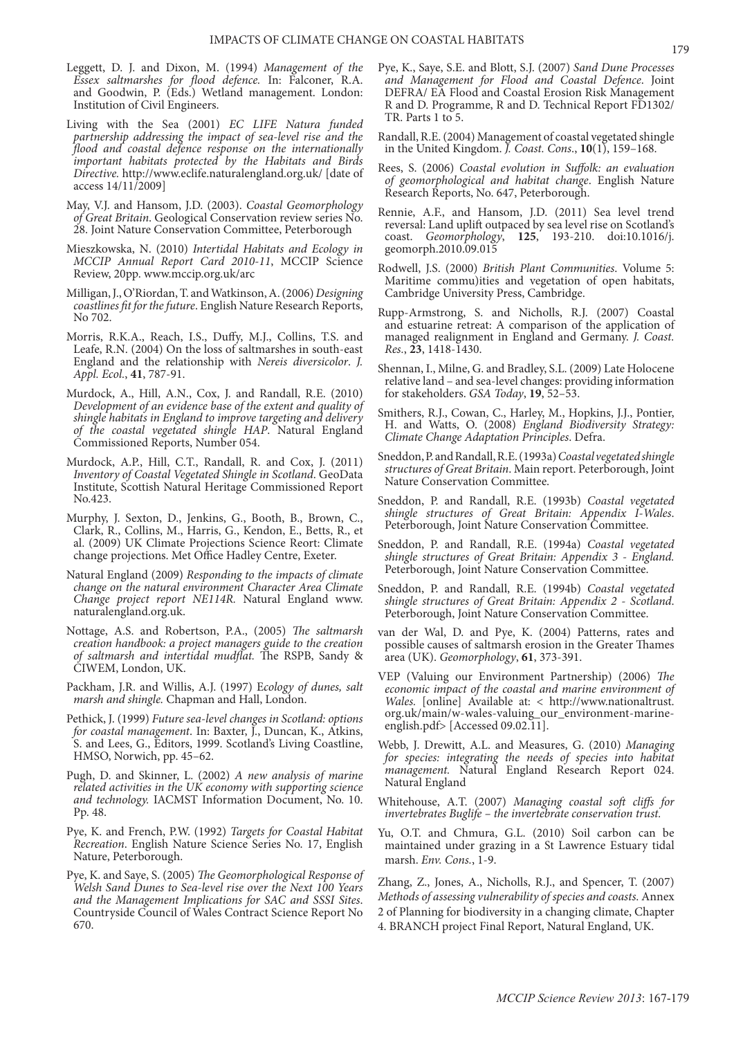Leggett, D. J. and Dixon, M. (1994) *Management of the Essex saltmarshes for flood defence.* In: Falconer, R.A. and Goodwin, P. (Eds.) Wetland management. London: Institution of Civil Engineers.

Living with the Sea (2001) *EC LIFE Natura funded partnership addressing the impact of sea-level rise and the flood and coastal defence response on the internationally important habitats protected by the Habitats and Birds Directive.* http://www.eclife.naturalengland.org.uk/ [date of access 14/11/2009]

May, V.J. and Hansom, J.D. (2003). *Coastal Geomorphology of Great Britain.* Geological Conservation review series No. 28. Joint Nature Conservation Committee, Peterborough

Mieszkowska, N. (2010) *Intertidal Habitats and Ecology in MCCIP Annual Report Card 2010-11*, MCCIP Science Review, 20pp. www.mccip.org.uk/arc

Milligan, J., O'Riordan, T. and Watkinson, A. (2006) *Designing coastlines fit for the future*. English Nature Research Reports, No 702.

Morris, R.K.A., Reach, I.S., Duffy, M.J., Collins, T.S. and Leafe, R.N. (2004) On the loss of saltmarshes in south-east England and the relationship with *Nereis diversicolor*. *J. Appl. Ecol.*, **41**, 787-91.

Murdock, A., Hill, A.N., Cox, J. and Randall, R.E. (2010) *Development of an evidence base of the extent and quality of shingle habitats in England to improve targeting and delivery of the coastal vegetated shingle HAP*. Natural England Commissioned Reports, Number 054.

Murdock, A.P., Hill, C.T., Randall, R. and Cox, J. (2011) *Inventory of Coastal Vegetated Shingle in Scotland*. GeoData Institute, Scottish Natural Heritage Commissioned Report No.423.

Murphy, J. Sexton, D., Jenkins, G., Booth, B., Brown, C., Clark, R., Collins, M., Harris, G., Kendon, E., Betts, R., et al. (2009) UK Climate Projections Science Reort: Climate change projections. Met Office Hadley Centre, Exeter.

Natural England (2009) *Responding to the impacts of climate change on the natural environment Character Area Climate Change project report NE114R.* Natural England www.naturalengland.org.uk.

Nottage, A.S. and Robertson, P.A., (2005) *The saltmarsh creation handbook: a project managers guide to the creation of saltmarsh and intertidal mudflat.* The RSPB, Sandy & CIWEM, London, UK.

Packham, J.R. and Willis, A.J. (1997) E*cology of dunes, salt marsh and shingle.* Chapman and Hall, London.

Pethick, J. (1999) *Future sea-level changes in Scotland: options for coastal management*. In: Baxter, J., Duncan, K., Atkins, S. and Lees, G., Editors, 1999. Scotland's Living Coastline, HMSO, Norwich, pp. 45–62.

Pugh, D. and Skinner, L. (2002) *A new analysis of marine related activities in the UK economy with supporting science and technology.* IACMST Information Document, No. 10. Pp. 48.

Pye, K. and French, P.W. (1992) *Targets for Coastal Habitat Recreation*. English Nature Science Series No. 17, English Nature, Peterborough.

Pye, K. and Saye, S. (2005) *The Geomorphological Response of Welsh Sand Dunes to Sea-level rise over the Next 100 Years and the Management Implications for SAC and SSSI Sites*. Countryside Council of Wales Contract Science Report No 670.

Pye, K., Saye, S.E. and Blott, S.J. (2007) *Sand Dune Processes and Management for Flood and Coastal Defence*. Joint DEFRA/ EA Flood and Coastal Erosion Risk Management R and D. Programme, R and D. Technical Report FD1302/ TR. Parts 1 to 5.

Randall, R.E. (2004) Management of coastal vegetated shingle in the United Kingdom. *J. Coast. Cons*., **10**(1), 159–168.

Rees, S. (2006) *Coastal evolution in Suffolk: an evaluation of geomorphological and habitat change*. English Nature Research Reports, No. 647, Peterborough.

Rennie, A.F., and Hansom, J.D. (2011) Sea level trend reversal: Land uplift outpaced by sea level rise on Scotland's coast. *Geomorphology*, **125**, 193-210. doi:10.1016/j.geomorph.2010.09.015

Rodwell, J.S. (2000) *British Plant Communities*. Volume 5: Maritime commu)ities and vegetation of open habitats, Cambridge University Press, Cambridge.

Rupp-Armstrong, S. and Nicholls, R.J. (2007) Coastal and estuarine retreat: A comparison of the application of managed realignment in England and Germany. *J. Coast. Res.*, **23**, 1418-1430.

Shennan, I., Milne, G. and Bradley, S.L. (2009) Late Holocene relative land – and sea-level changes: providing information for stakeholders. *GSA Today*, **19**, 52–53.

Smithers, R.J., Cowan, C., Harley, M., Hopkins, J.J., Pontier, H. and Watts, O. (2008) *England Biodiversity Strategy: Climate Change Adaptation Principles*. Defra.

Sneddon, P. and Randall, R.E. (1993a) *Coastal vegetated shingle structures of Great Britain*. Main report. Peterborough, Joint Nature Conservation Committee.

Sneddon, P. and Randall, R.E. (1993b) *Coastal vegetated shingle structures of Great Britain: Appendix I-Wales*. Peterborough, Joint Nature Conservation Committee.

Sneddon, P. and Randall, R.E. (1994a) *Coastal vegetated shingle structures of Great Britain: Appendix 3 - England.* Peterborough, Joint Nature Conservation Committee.

Sneddon, P. and Randall, R.E. (1994b) *Coastal vegetated shingle structures of Great Britain: Appendix 2 - Scotland*. Peterborough, Joint Nature Conservation Committee.

van der Wal, D. and Pye, K. (2004) Patterns, rates and possible causes of saltmarsh erosion in the Greater Thames area (UK). *Geomorphology*, **61**, 373-391.

VEP (Valuing our Environment Partnership) (2006) *The economic impact of the coastal and marine environment of Wales*. [online] Available at: < http://www.nationaltrust.org.uk/main/w-wales-valuing_our_environment-marine-english.pdf> [Accessed 09.02.11].

Webb, J. Drewitt, A.L. and Measures, G. (2010) *Managing for species: integrating the needs of species into habitat management.* Natural England Research Report 024. Natural England

Whitehouse, A.T. (2007) *Managing coastal soft cliffs for invertebrates Buglife – the invertebrate conservation trust.*

Yu, O.T. and Chmura, G.L. (2010) Soil carbon can be maintained under grazing in a St Lawrence Estuary tidal marsh. *Env. Cons.*, 1-9.

Zhang, Z., Jones, A., Nicholls, R.J., and Spencer, T. (2007) *Methods of assessing vulnerability of species and coasts*. Annex 2 of Planning for biodiversity in a changing climate, Chapter 4. BRANCH project Final Report, Natural England, UK.